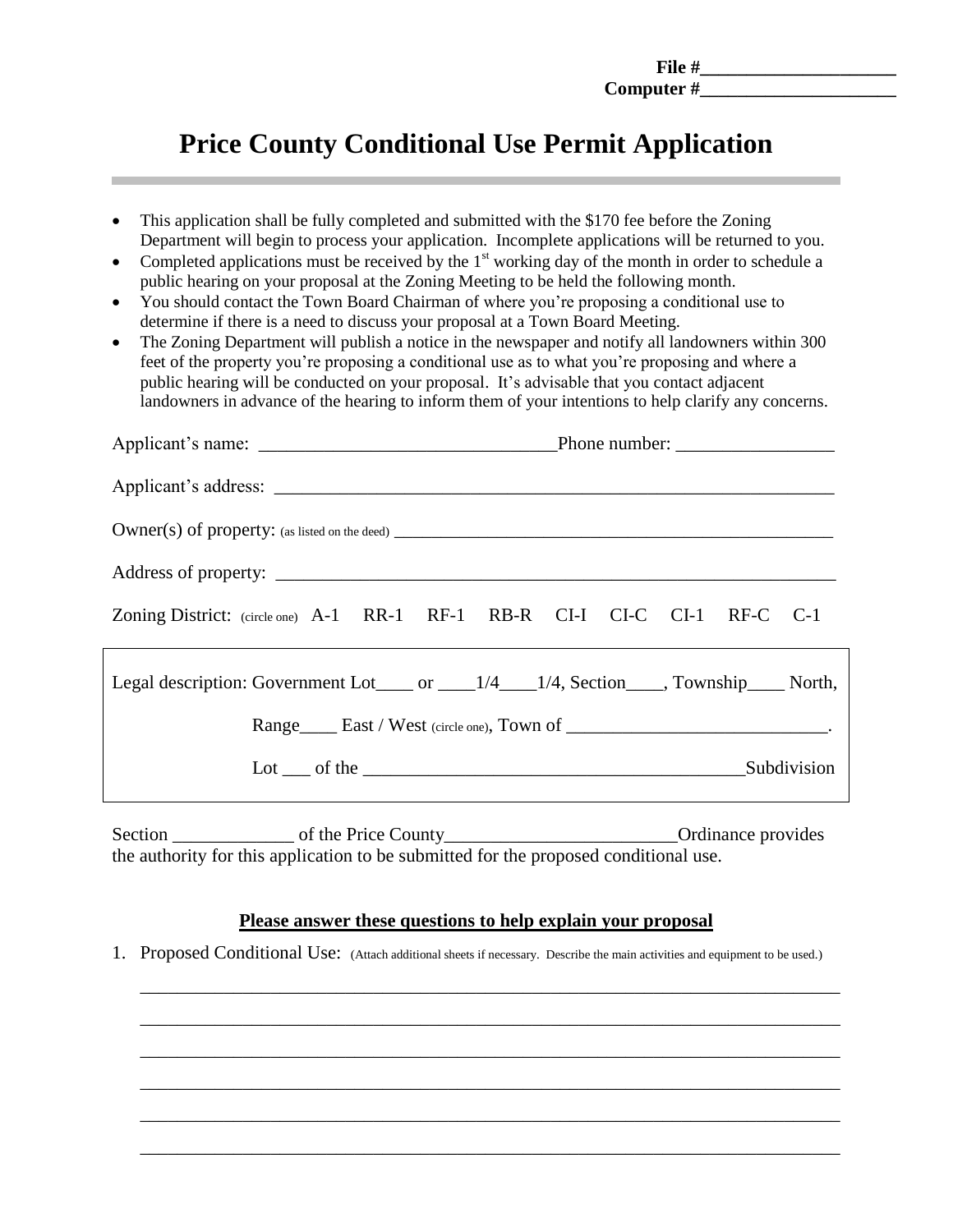**File #\_\_\_\_\_\_\_\_\_\_\_\_\_\_\_\_\_\_\_\_**
**Computer #\_\_\_\_\_\_\_\_\_\_\_\_\_\_\_\_\_\_\_\_**

# Price County Conditional Use Permit Application

- This application shall be fully completed and submitted with the $170 fee before the Zoning Department will begin to process your application. Incomplete applications will be returned to you.
- Completed applications must be received by the 1st working day of the month in order to schedule a public hearing on your proposal at the Zoning Meeting to be held the following month.
- You should contact the Town Board Chairman of where you're proposing a conditional use to determine if there is a need to discuss your proposal at a Town Board Meeting.
- The Zoning Department will publish a notice in the newspaper and notify all landowners within 300 feet of the property you're proposing a conditional use as to what you're proposing and where a public hearing will be conducted on your proposal. It's advisable that you contact adjacent landowners in advance of the hearing to inform them of your intentions to help clarify any concerns.

Applicant's name: \_\_\_\_\_\_\_\_\_\_\_\_\_\_\_\_\_\_\_\_\_\_\_\_\_\_\_\_\_\_\_\_ Phone number: \_\_\_\_\_\_\_\_\_\_\_\_\_\_\_\_\_

Applicant's address: \_\_\_\_\_\_\_\_\_\_\_\_\_\_\_\_\_\_\_\_\_\_\_\_\_\_\_\_\_\_\_\_\_\_\_\_\_\_\_\_\_\_\_\_\_\_\_\_\_\_\_\_\_\_\_\_\_\_

Owner(s) of property: (as listed on the deed) \_\_\_\_\_\_\_\_\_\_\_\_\_\_\_\_\_\_\_\_\_\_\_\_\_\_\_\_\_\_\_\_\_\_\_\_\_\_\_\_\_\_\_\_\_\_\_\_

Address of property: \_\_\_\_\_\_\_\_\_\_\_\_\_\_\_\_\_\_\_\_\_\_\_\_\_\_\_\_\_\_\_\_\_\_\_\_\_\_\_\_\_\_\_\_\_\_\_\_\_\_\_\_\_\_\_\_\_\_

Zoning District: (circle one) A-1 RR-1 RF-1 RB-R CI-I CI-C CI-1 RF-C C-1

Legal description: Government Lot\_\_\_\_ or \_\_\_\_1/4\_\_\_\_1/4, Section\_\_\_\_, Township\_\_\_\_ North,

Range\_\_\_\_ East / West (circle one), Town of \_\_\_\_\_\_\_\_\_\_\_\_\_\_\_\_\_\_\_\_\_\_\_\_\_\_\_\_.

Lot \_\_\_ of the \_\_\_\_\_\_\_\_\_\_\_\_\_\_\_\_\_\_\_\_\_\_\_\_\_\_\_\_\_\_\_\_\_\_\_\_\_\_\_\_\_Subdivision

Section \_\_\_\_\_\_\_\_\_\_\_\_\_ of the Price County\_\_\_\_\_\_\_\_\_\_\_\_\_\_\_\_\_\_\_\_\_\_\_\_\_Ordinance provides the authority for this application to be submitted for the proposed conditional use.

**Please answer these questions to help explain your proposal**

1. Proposed Conditional Use: (Attach additional sheets if necessary. Describe the main activities and equipment to be used.)

\_\_\_\_\_\_\_\_\_\_\_\_\_\_\_\_\_\_\_\_\_\_\_\_\_\_\_\_\_\_\_\_\_\_\_\_\_\_\_\_\_\_\_\_\_\_\_\_\_\_\_\_\_\_\_\_\_\_\_\_\_\_\_\_\_\_\_\_\_\_\_\_\_

\_\_\_\_\_\_\_\_\_\_\_\_\_\_\_\_\_\_\_\_\_\_\_\_\_\_\_\_\_\_\_\_\_\_\_\_\_\_\_\_\_\_\_\_\_\_\_\_\_\_\_\_\_\_\_\_\_\_\_\_\_\_\_\_\_\_\_\_\_\_\_\_\_

\_\_\_\_\_\_\_\_\_\_\_\_\_\_\_\_\_\_\_\_\_\_\_\_\_\_\_\_\_\_\_\_\_\_\_\_\_\_\_\_\_\_\_\_\_\_\_\_\_\_\_\_\_\_\_\_\_\_\_\_\_\_\_\_\_\_\_\_\_\_\_\_\_

\_\_\_\_\_\_\_\_\_\_\_\_\_\_\_\_\_\_\_\_\_\_\_\_\_\_\_\_\_\_\_\_\_\_\_\_\_\_\_\_\_\_\_\_\_\_\_\_\_\_\_\_\_\_\_\_\_\_\_\_\_\_\_\_\_\_\_\_\_\_\_\_\_

\_\_\_\_\_\_\_\_\_\_\_\_\_\_\_\_\_\_\_\_\_\_\_\_\_\_\_\_\_\_\_\_\_\_\_\_\_\_\_\_\_\_\_\_\_\_\_\_\_\_\_\_\_\_\_\_\_\_\_\_\_\_\_\_\_\_\_\_\_\_\_\_\_

\_\_\_\_\_\_\_\_\_\_\_\_\_\_\_\_\_\_\_\_\_\_\_\_\_\_\_\_\_\_\_\_\_\_\_\_\_\_\_\_\_\_\_\_\_\_\_\_\_\_\_\_\_\_\_\_\_\_\_\_\_\_\_\_\_\_\_\_\_\_\_\_\_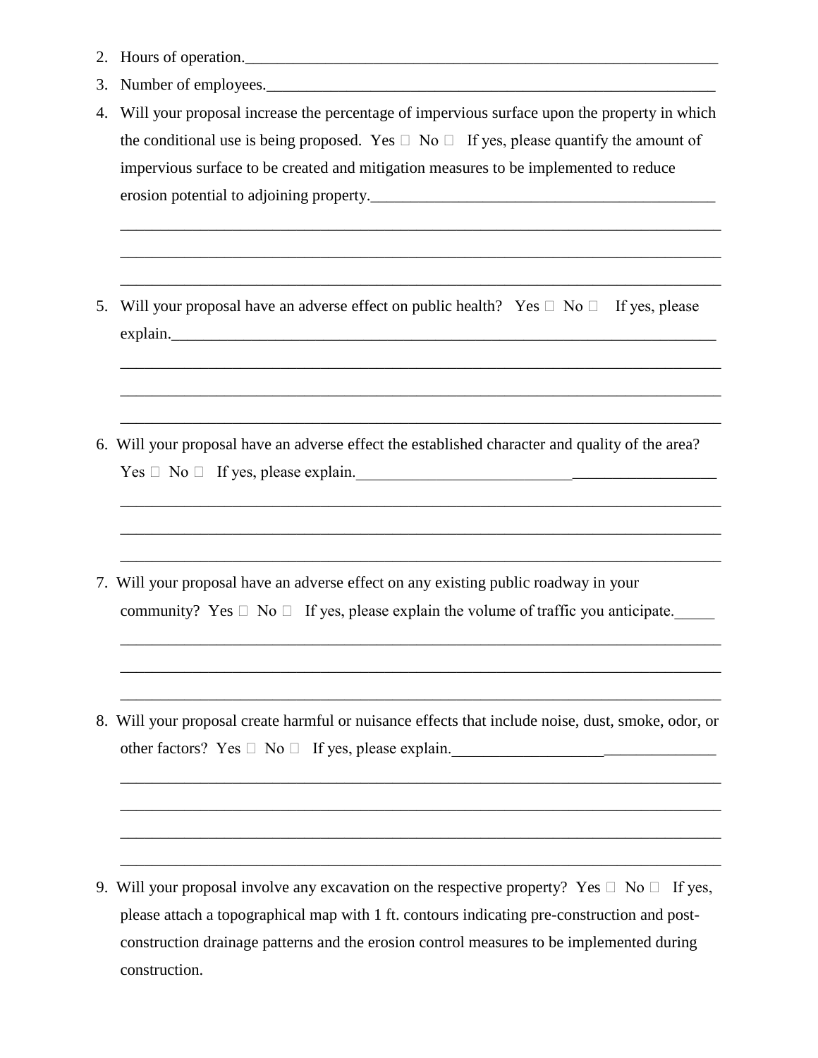2. Hours of operation.______________________________________________________________

3. Number of employees.____________________________________________________________

4. Will your proposal increase the percentage of impervious surface upon the property in which the conditional use is being proposed. Yes ☐ No ☐ If yes, please quantify the amount of impervious surface to be created and mitigation measures to be implemented to reduce erosion potential to adjoining property.____________________________________________

   ______________________________________________________________________________

   ______________________________________________________________________________

   ______________________________________________________________________________

5. Will your proposal have an adverse effect on public health? Yes ☐ No ☐ If yes, please explain.__________________________________________________________________________

   ______________________________________________________________________________

   ______________________________________________________________________________

   ______________________________________________________________________________

6. Will your proposal have an adverse effect the established character and quality of the area? Yes ☐ No ☐ If yes, please explain.____________________________________________

   ______________________________________________________________________________

   ______________________________________________________________________________

   ______________________________________________________________________________

7. Will your proposal have an adverse effect on any existing public roadway in your community? Yes ☐ No ☐ If yes, please explain the volume of traffic you anticipate._____

   ______________________________________________________________________________

   ______________________________________________________________________________

   ______________________________________________________________________________

8. Will your proposal create harmful or nuisance effects that include noise, dust, smoke, odor, or other factors? Yes ☐ No ☐ If yes, please explain.__________________________________

   ______________________________________________________________________________

   ______________________________________________________________________________

   ______________________________________________________________________________

   ______________________________________________________________________________

9. Will your proposal involve any excavation on the respective property? Yes ☐ No ☐ If yes, please attach a topographical map with 1 ft. contours indicating pre-construction and post-construction drainage patterns and the erosion control measures to be implemented during construction.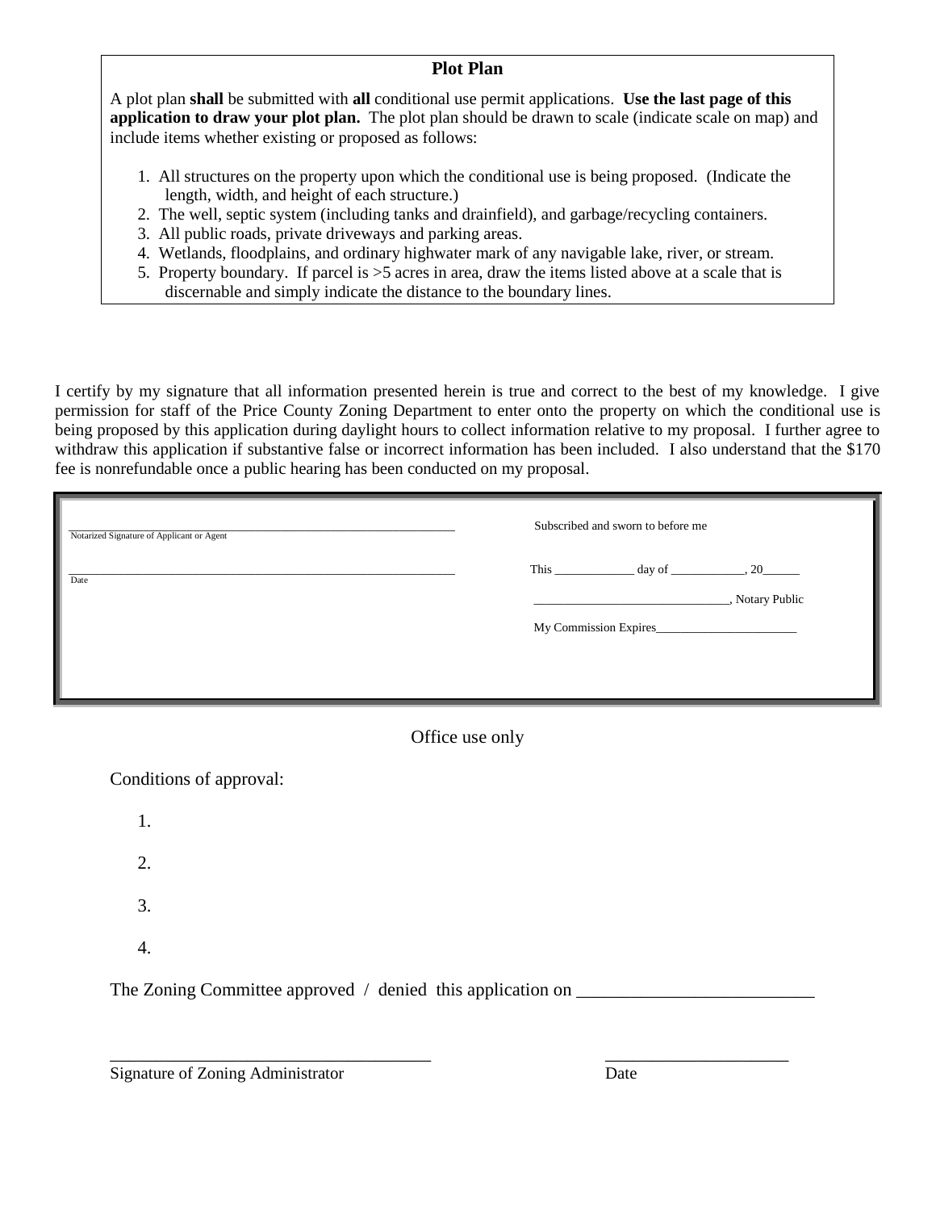## Plot Plan

A plot plan **shall** be submitted with **all** conditional use permit applications. **Use the last page of this application to draw your plot plan.** The plot plan should be drawn to scale (indicate scale on map) and include items whether existing or proposed as follows:

1. All structures on the property upon which the conditional use is being proposed. (Indicate the length, width, and height of each structure.)
2. The well, septic system (including tanks and drainfield), and garbage/recycling containers.
3. All public roads, private driveways and parking areas.
4. Wetlands, floodplains, and ordinary highwater mark of any navigable lake, river, or stream.
5. Property boundary. If parcel is >5 acres in area, draw the items listed above at a scale that is discernable and simply indicate the distance to the boundary lines.

I certify by my signature that all information presented herein is true and correct to the best of my knowledge. I give permission for staff of the Price County Zoning Department to enter onto the property on which the conditional use is being proposed by this application during daylight hours to collect information relative to my proposal. I further agree to withdraw this application if substantive false or incorrect information has been included. I also understand that the $170 fee is nonrefundable once a public hearing has been conducted on my proposal.

_______________________________________________
Notarized Signature of Applicant or Agent

_______________________________________________
Date

Subscribed and sworn to before me

This ____________ day of ___________, 20______

______________________________, Notary Public

My Commission Expires______________________

Office use only

Conditions of approval:

1.

2.

3.

4.

The Zoning Committee approved / denied this application on _________________________

____________________________________
Signature of Zoning Administrator

_____________________
Date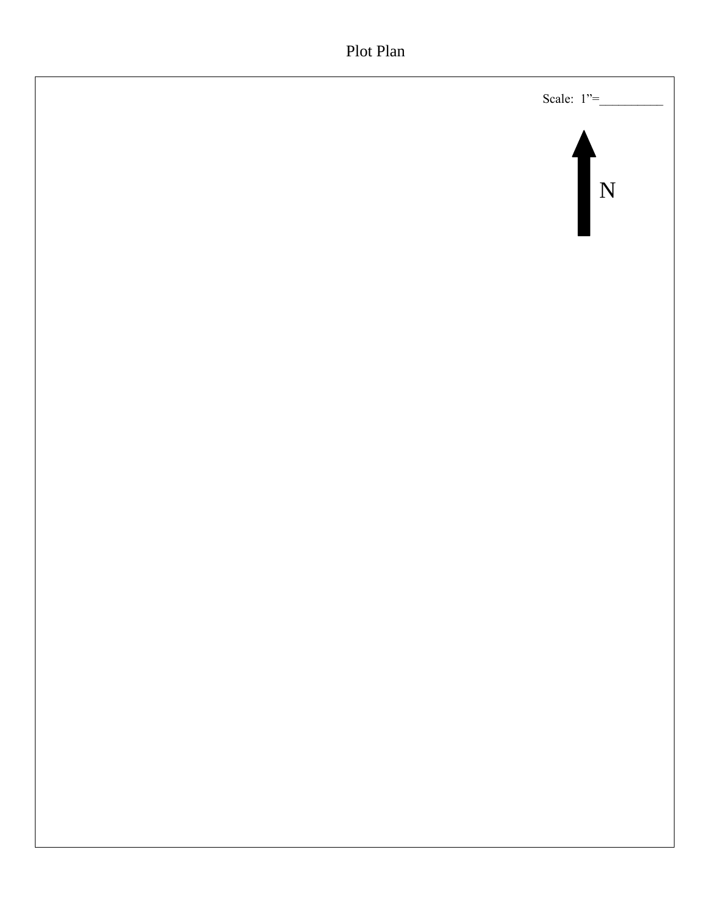# Plot Plan

Scale: 1"=__________

N